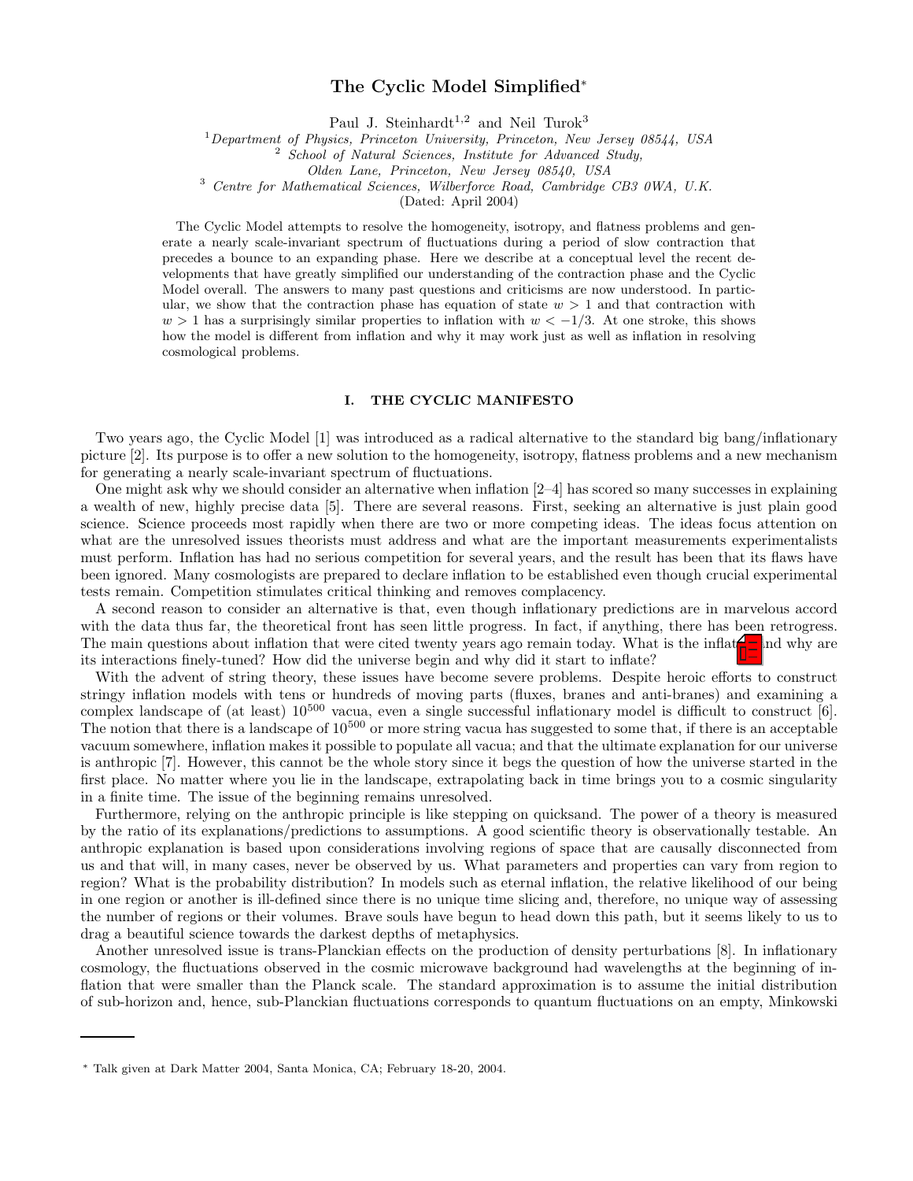# The Cyclic Model Simplified*

Paul J. Steinhardt[1,2] and Neil Turok[3]

[1]*Department of Physics, Princeton University, Princeton, New Jersey 08544, USA*
[2] *School of Natural Sciences, Institute for Advanced Study, Olden Lane, Princeton, New Jersey 08540, USA*
[3] *Centre for Mathematical Sciences, Wilberforce Road, Cambridge CB3 0WA, U.K.*

(Dated: April 2004)

The Cyclic Model attempts to resolve the homogeneity, isotropy, and flatness problems and generate a nearly scale-invariant spectrum of fluctuations during a period of slow contraction that precedes a bounce to an expanding phase. Here we describe at a conceptual level the recent developments that have greatly simplified our understanding of the contraction phase and the Cyclic Model overall. The answers to many past questions and criticisms are now understood. In particular, we show that the contraction phase has equation of state $w > 1$ and that contraction with $w > 1$ has a surprisingly similar properties to inflation with $w < -1/3$. At one stroke, this shows how the model is different from inflation and why it may work just as well as inflation in resolving cosmological problems.

## I. THE CYCLIC MANIFESTO

Two years ago, the Cyclic Model [1] was introduced as a radical alternative to the standard big bang/inflationary picture [2]. Its purpose is to offer a new solution to the homogeneity, isotropy, flatness problems and a new mechanism for generating a nearly scale-invariant spectrum of fluctuations.

One might ask why we should consider an alternative when inflation [2–4] has scored so many successes in explaining a wealth of new, highly precise data [5]. There are several reasons. First, seeking an alternative is just plain good science. Science proceeds most rapidly when there are two or more competing ideas. The ideas focus attention on what are the unresolved issues theorists must address and what are the important measurements experimentalists must perform. Inflation has had no serious competition for several years, and the result has been that its flaws have been ignored. Many cosmologists are prepared to declare inflation to be established even though crucial experimental tests remain. Competition stimulates critical thinking and removes complacency.

A second reason to consider an alternative is that, even though inflationary predictions are in marvelous accord with the data thus far, the theoretical front has seen little progress. In fact, if anything, there has been retrogress. The main questions about inflation that were cited twenty years ago remain today. What is the inflaton and why are its interactions finely-tuned? How did the universe begin and why did it start to inflate?

With the advent of string theory, these issues have become severe problems. Despite heroic efforts to construct stringy inflation models with tens or hundreds of moving parts (fluxes, branes and anti-branes) and examining a complex landscape of (at least) $10^{500}$ vacua, even a single successful inflationary model is difficult to construct [6]. The notion that there is a landscape of $10^{500}$ or more string vacua has suggested to some that, if there is an acceptable vacuum somewhere, inflation makes it possible to populate all vacua; and that the ultimate explanation for our universe is anthropic [7]. However, this cannot be the whole story since it begs the question of how the universe started in the first place. No matter where you lie in the landscape, extrapolating back in time brings you to a cosmic singularity in a finite time. The issue of the beginning remains unresolved.

Furthermore, relying on the anthropic principle is like stepping on quicksand. The power of a theory is measured by the ratio of its explanations/predictions to assumptions. A good scientific theory is observationally testable. An anthropic explanation is based upon considerations involving regions of space that are causally disconnected from us and that will, in many cases, never be observed by us. What parameters and properties can vary from region to region? What is the probability distribution? In models such as eternal inflation, the relative likelihood of our being in one region or another is ill-defined since there is no unique time slicing and, therefore, no unique way of assessing the number of regions or their volumes. Brave souls have begun to head down this path, but it seems likely to us to drag a beautiful science towards the darkest depths of metaphysics.

Another unresolved issue is trans-Planckian effects on the production of density perturbations [8]. In inflationary cosmology, the fluctuations observed in the cosmic microwave background had wavelengths at the beginning of inflation that were smaller than the Planck scale. The standard approximation is to assume the initial distribution of sub-horizon and, hence, sub-Planckian fluctuations corresponds to quantum fluctuations on an empty, Minkowski

---

* Talk given at Dark Matter 2004, Santa Monica, CA; February 18-20, 2004.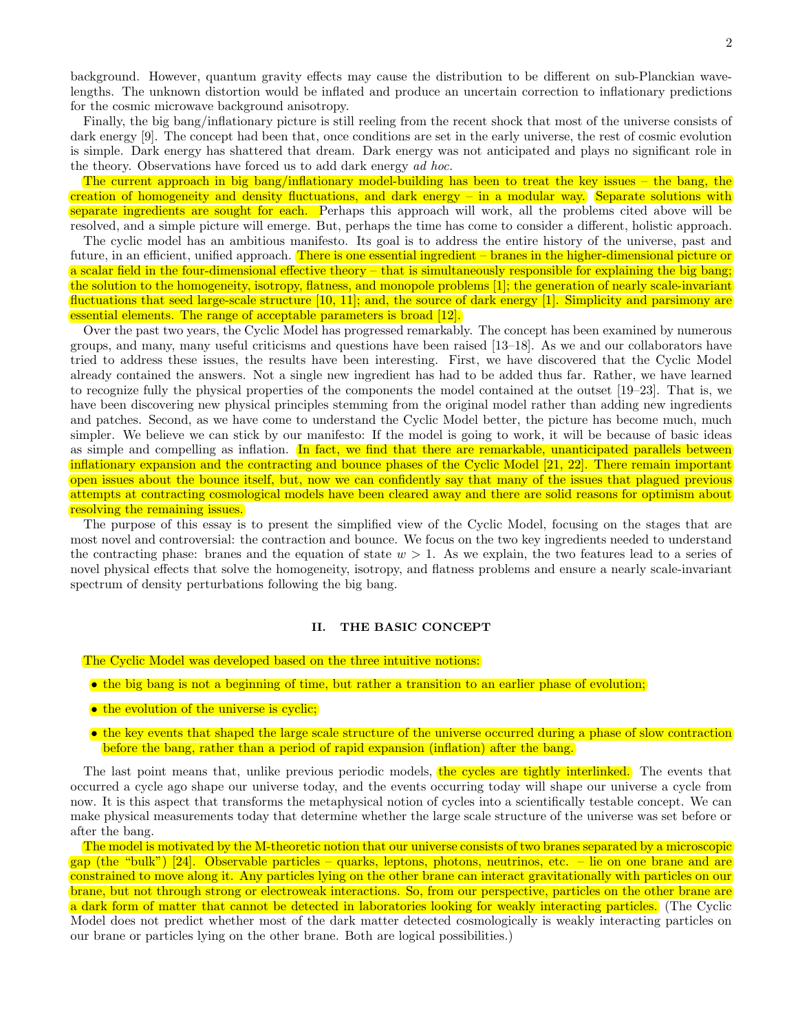background. However, quantum gravity effects may cause the distribution to be different on sub-Planckian wavelengths. The unknown distortion would be inflated and produce an uncertain correction to inflationary predictions for the cosmic microwave background anisotropy.

Finally, the big bang/inflationary picture is still reeling from the recent shock that most of the universe consists of dark energy [9]. The concept had been that, once conditions are set in the early universe, the rest of cosmic evolution is simple. Dark energy has shattered that dream. Dark energy was not anticipated and plays no significant role in the theory. Observations have forced us to add dark energy *ad hoc*.

The current approach in big bang/inflationary model-building has been to treat the key issues – the bang, the creation of homogeneity and density fluctuations, and dark energy – in a modular way. Separate solutions with separate ingredients are sought for each. Perhaps this approach will work, all the problems cited above will be resolved, and a simple picture will emerge. But, perhaps the time has come to consider a different, holistic approach.

The cyclic model has an ambitious manifesto. Its goal is to address the entire history of the universe, past and future, in an efficient, unified approach. There is one essential ingredient – branes in the higher-dimensional picture or a scalar field in the four-dimensional effective theory – that is simultaneously responsible for explaining the big bang; the solution to the homogeneity, isotropy, flatness, and monopole problems [1]; the generation of nearly scale-invariant fluctuations that seed large-scale structure [10, 11]; and, the source of dark energy [1]. Simplicity and parsimony are essential elements. The range of acceptable parameters is broad [12].

Over the past two years, the Cyclic Model has progressed remarkably. The concept has been examined by numerous groups, and many, many useful criticisms and questions have been raised [13–18]. As we and our collaborators have tried to address these issues, the results have been interesting. First, we have discovered that the Cyclic Model already contained the answers. Not a single new ingredient has had to be added thus far. Rather, we have learned to recognize fully the physical properties of the components the model contained at the outset [19–23]. That is, we have been discovering new physical principles stemming from the original model rather than adding new ingredients and patches. Second, as we have come to understand the Cyclic Model better, the picture has become much, much simpler. We believe we can stick by our manifesto: If the model is going to work, it will be because of basic ideas as simple and compelling as inflation. In fact, we find that there are remarkable, unanticipated parallels between inflationary expansion and the contracting and bounce phases of the Cyclic Model [21, 22]. There remain important open issues about the bounce itself, but, now we can confidently say that many of the issues that plagued previous attempts at contracting cosmological models have been cleared away and there are solid reasons for optimism about resolving the remaining issues.

The purpose of this essay is to present the simplified view of the Cyclic Model, focusing on the stages that are most novel and controversial: the contraction and bounce. We focus on the two key ingredients needed to understand the contracting phase: branes and the equation of state $w > 1$. As we explain, the two features lead to a series of novel physical effects that solve the homogeneity, isotropy, and flatness problems and ensure a nearly scale-invariant spectrum of density perturbations following the big bang.

## II. THE BASIC CONCEPT

The Cyclic Model was developed based on the three intuitive notions:

- the big bang is not a beginning of time, but rather a transition to an earlier phase of evolution;
- the evolution of the universe is cyclic;
- the key events that shaped the large scale structure of the universe occurred during a phase of slow contraction before the bang, rather than a period of rapid expansion (inflation) after the bang.

The last point means that, unlike previous periodic models, the cycles are tightly interlinked. The events that occurred a cycle ago shape our universe today, and the events occurring today will shape our universe a cycle from now. It is this aspect that transforms the metaphysical notion of cycles into a scientifically testable concept. We can make physical measurements today that determine whether the large scale structure of the universe was set before or after the bang.

The model is motivated by the M-theoretic notion that our universe consists of two branes separated by a microscopic gap (the "bulk") [24]. Observable particles – quarks, leptons, photons, neutrinos, etc. – lie on one brane and are constrained to move along it. Any particles lying on the other brane can interact gravitationally with particles on our brane, but not through strong or electroweak interactions. So, from our perspective, particles on the other brane are a dark form of matter that cannot be detected in laboratories looking for weakly interacting particles. (The Cyclic Model does not predict whether most of the dark matter detected cosmologically is weakly interacting particles on our brane or particles lying on the other brane. Both are logical possibilities.)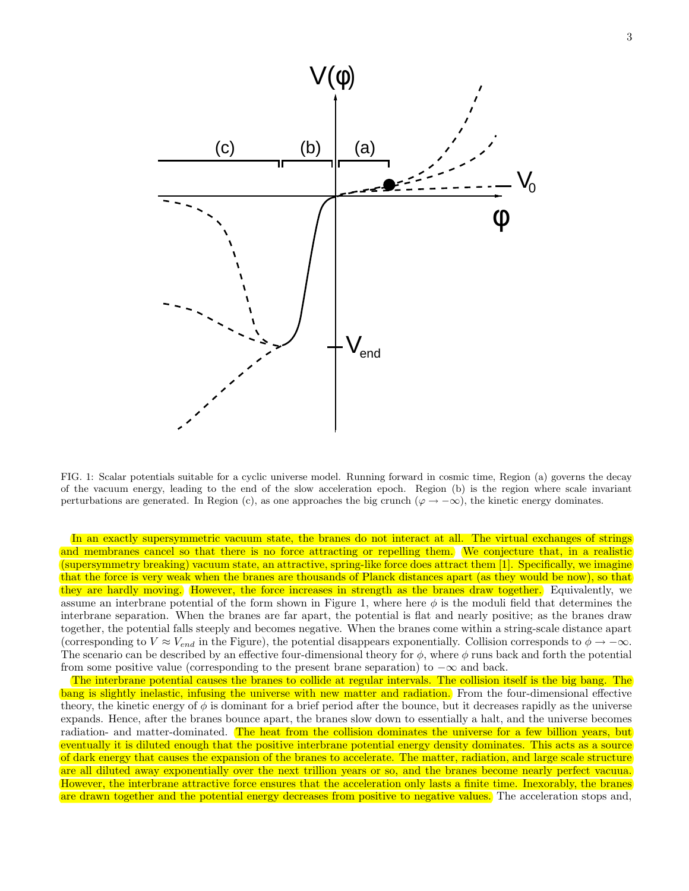FIG. 1: Scalar potentials suitable for a cyclic universe model. Running forward in cosmic time, Region (a) governs the decay of the vacuum energy, leading to the end of the slow acceleration epoch. Region (b) is the region where scale invariant perturbations are generated. In Region (c), as one approaches the big crunch ($\varphi \to -\infty$), the kinetic energy dominates.

In an exactly supersymmetric vacuum state, the branes do not interact at all. The virtual exchanges of strings and membranes cancel so that there is no force attracting or repelling them. We conjecture that, in a realistic (supersymmetry breaking) vacuum state, an attractive, spring-like force does attract them [1]. Specifically, we imagine that the force is very weak when the branes are thousands of Planck distances apart (as they would be now), so that they are hardly moving. However, the force increases in strength as the branes draw together. Equivalently, we assume an interbrane potential of the form shown in Figure 1, where here $\phi$ is the moduli field that determines the interbrane separation. When the branes are far apart, the potential is flat and nearly positive; as the branes draw together, the potential falls steeply and becomes negative. When the branes come within a string-scale distance apart (corresponding to $V \approx V_{end}$ in the Figure), the potential disappears exponentially. Collision corresponds to $\phi \to -\infty$. The scenario can be described by an effective four-dimensional theory for $\phi$, where $\phi$ runs back and forth the potential from some positive value (corresponding to the present brane separation) to $-\infty$ and back.

The interbrane potential causes the branes to collide at regular intervals. The collision itself is the big bang. The bang is slightly inelastic, infusing the universe with new matter and radiation. From the four-dimensional effective theory, the kinetic energy of $\phi$ is dominant for a brief period after the bounce, but it decreases rapidly as the universe expands. Hence, after the branes bounce apart, the branes slow down to essentially a halt, and the universe becomes radiation- and matter-dominated. The heat from the collision dominates the universe for a few billion years, but eventually it is diluted enough that the positive interbrane potential energy density dominates. This acts as a source of dark energy that causes the expansion of the branes to accelerate. The matter, radiation, and large scale structure are all diluted away exponentially over the next trillion years or so, and the branes become nearly perfect vacuua. However, the interbrane attractive force ensures that the acceleration only lasts a finite time. Inexorably, the branes are drawn together and the potential energy decreases from positive to negative values. The acceleration stops and,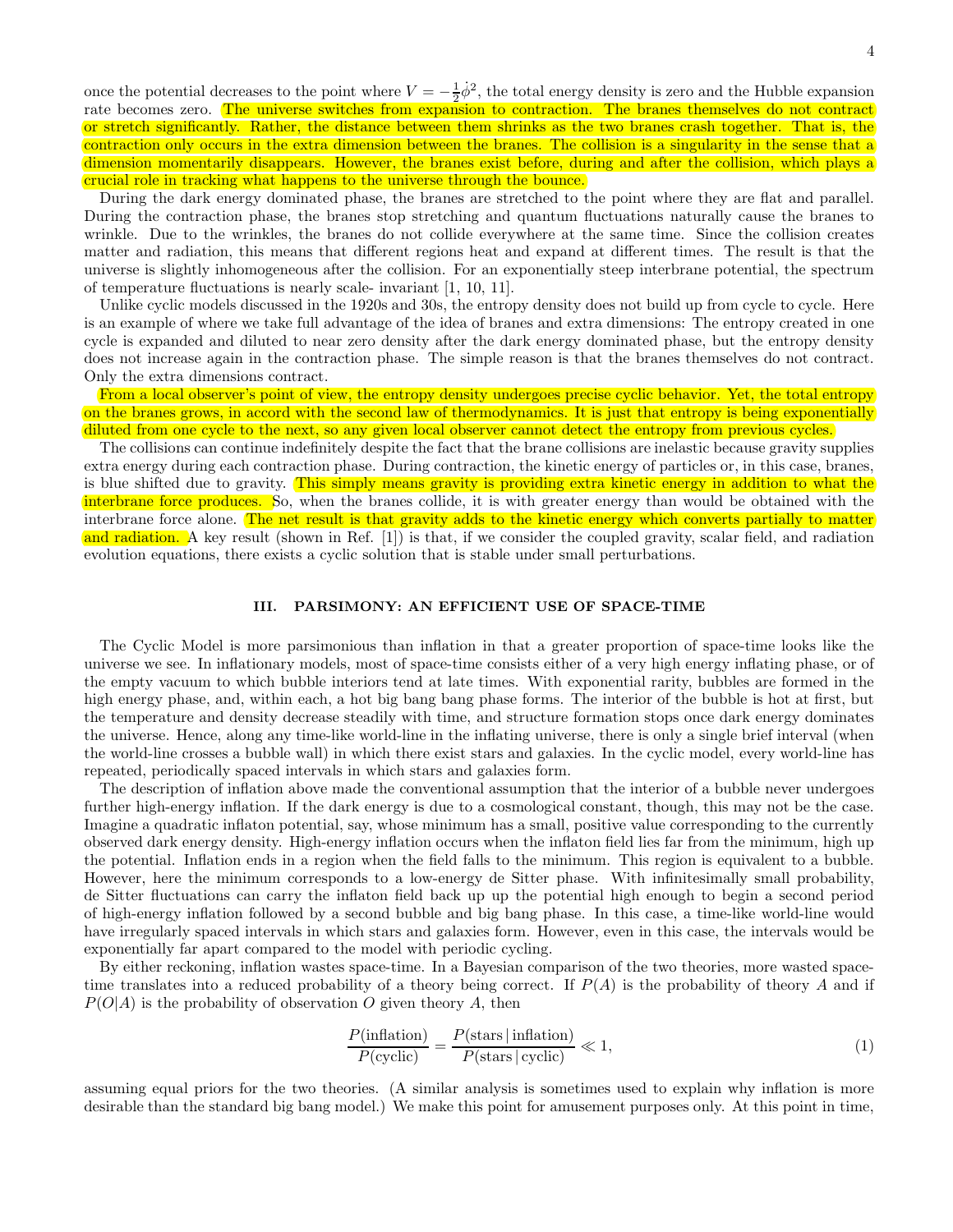once the potential decreases to the point where $V = -\frac{1}{2}\dot{\phi}^2$, the total energy density is zero and the Hubble expansion rate becomes zero. The universe switches from expansion to contraction. The branes themselves do not contract or stretch significantly. Rather, the distance between them shrinks as the two branes crash together. That is, the contraction only occurs in the extra dimension between the branes. The collision is a singularity in the sense that a dimension momentarily disappears. However, the branes exist before, during and after the collision, which plays a crucial role in tracking what happens to the universe through the bounce.

During the dark energy dominated phase, the branes are stretched to the point where they are flat and parallel. During the contraction phase, the branes stop stretching and quantum fluctuations naturally cause the branes to wrinkle. Due to the wrinkles, the branes do not collide everywhere at the same time. Since the collision creates matter and radiation, this means that different regions heat and expand at different times. The result is that the universe is slightly inhomogeneous after the collision. For an exponentially steep interbrane potential, the spectrum of temperature fluctuations is nearly scale- invariant [1, 10, 11].

Unlike cyclic models discussed in the 1920s and 30s, the entropy density does not build up from cycle to cycle. Here is an example of where we take full advantage of the idea of branes and extra dimensions: The entropy created in one cycle is expanded and diluted to near zero density after the dark energy dominated phase, but the entropy density does not increase again in the contraction phase. The simple reason is that the branes themselves do not contract. Only the extra dimensions contract.

From a local observer's point of view, the entropy density undergoes precise cyclic behavior. Yet, the total entropy on the branes grows, in accord with the second law of thermodynamics. It is just that entropy is being exponentially diluted from one cycle to the next, so any given local observer cannot detect the entropy from previous cycles.

The collisions can continue indefinitely despite the fact that the brane collisions are inelastic because gravity supplies extra energy during each contraction phase. During contraction, the kinetic energy of particles or, in this case, branes, is blue shifted due to gravity. This simply means gravity is providing extra kinetic energy in addition to what the interbrane force produces. So, when the branes collide, it is with greater energy than would be obtained with the interbrane force alone. The net result is that gravity adds to the kinetic energy which converts partially to matter and radiation. A key result (shown in Ref. [1]) is that, if we consider the coupled gravity, scalar field, and radiation evolution equations, there exists a cyclic solution that is stable under small perturbations.

## III. PARSIMONY: AN EFFICIENT USE OF SPACE-TIME

The Cyclic Model is more parsimonious than inflation in that a greater proportion of space-time looks like the universe we see. In inflationary models, most of space-time consists either of a very high energy inflating phase, or of the empty vacuum to which bubble interiors tend at late times. With exponential rarity, bubbles are formed in the high energy phase, and, within each, a hot big bang bang phase forms. The interior of the bubble is hot at first, but the temperature and density decrease steadily with time, and structure formation stops once dark energy dominates the universe. Hence, along any time-like world-line in the inflating universe, there is only a single brief interval (when the world-line crosses a bubble wall) in which there exist stars and galaxies. In the cyclic model, every world-line has repeated, periodically spaced intervals in which stars and galaxies form.

The description of inflation above made the conventional assumption that the interior of a bubble never undergoes further high-energy inflation. If the dark energy is due to a cosmological constant, though, this may not be the case. Imagine a quadratic inflaton potential, say, whose minimum has a small, positive value corresponding to the currently observed dark energy density. High-energy inflation occurs when the inflaton field lies far from the minimum, high up the potential. Inflation ends in a region when the field falls to the minimum. This region is equivalent to a bubble. However, here the minimum corresponds to a low-energy de Sitter phase. With infinitesimally small probability, de Sitter fluctuations can carry the inflaton field back up up the potential high enough to begin a second period of high-energy inflation followed by a second bubble and big bang phase. In this case, a time-like world-line would have irregularly spaced intervals in which stars and galaxies form. However, even in this case, the intervals would be exponentially far apart compared to the model with periodic cycling.

By either reckoning, inflation wastes space-time. In a Bayesian comparison of the two theories, more wasted space-time translates into a reduced probability of a theory being correct. If $P(A)$ is the probability of theory $A$ and if $P(O|A)$ is the probability of observation $O$ given theory $A$, then

$$\frac{P(\text{inflation})}{P(\text{cyclic})} = \frac{P(\text{stars}\,|\,\text{inflation})}{P(\text{stars}\,|\,\text{cyclic})} \ll 1, \tag{1}$$

assuming equal priors for the two theories. (A similar analysis is sometimes used to explain why inflation is more desirable than the standard big bang model.) We make this point for amusement purposes only. At this point in time,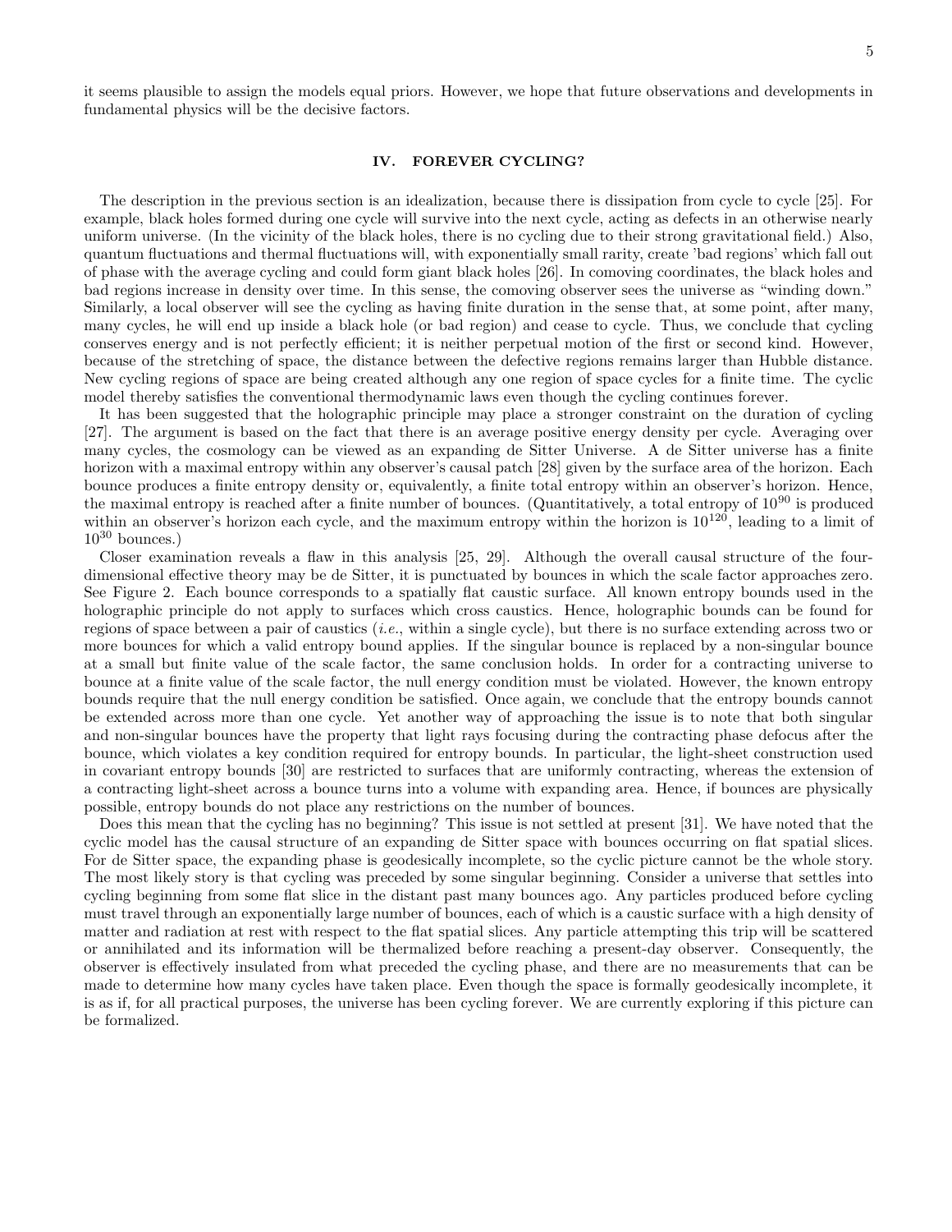it seems plausible to assign the models equal priors. However, we hope that future observations and developments in fundamental physics will be the decisive factors.

## IV. FOREVER CYCLING?

The description in the previous section is an idealization, because there is dissipation from cycle to cycle [25]. For example, black holes formed during one cycle will survive into the next cycle, acting as defects in an otherwise nearly uniform universe. (In the vicinity of the black holes, there is no cycling due to their strong gravitational field.) Also, quantum fluctuations and thermal fluctuations will, with exponentially small rarity, create 'bad regions' which fall out of phase with the average cycling and could form giant black holes [26]. In comoving coordinates, the black holes and bad regions increase in density over time. In this sense, the comoving observer sees the universe as "winding down." Similarly, a local observer will see the cycling as having finite duration in the sense that, at some point, after many, many cycles, he will end up inside a black hole (or bad region) and cease to cycle. Thus, we conclude that cycling conserves energy and is not perfectly efficient; it is neither perpetual motion of the first or second kind. However, because of the stretching of space, the distance between the defective regions remains larger than Hubble distance. New cycling regions of space are being created although any one region of space cycles for a finite time. The cyclic model thereby satisfies the conventional thermodynamic laws even though the cycling continues forever.

It has been suggested that the holographic principle may place a stronger constraint on the duration of cycling [27]. The argument is based on the fact that there is an average positive energy density per cycle. Averaging over many cycles, the cosmology can be viewed as an expanding de Sitter Universe. A de Sitter universe has a finite horizon with a maximal entropy within any observer's causal patch [28] given by the surface area of the horizon. Each bounce produces a finite entropy density or, equivalently, a finite total entropy within an observer's horizon. Hence, the maximal entropy is reached after a finite number of bounces. (Quantitatively, a total entropy of $10^{90}$ is produced within an observer's horizon each cycle, and the maximum entropy within the horizon is $10^{120}$, leading to a limit of $10^{30}$ bounces.)

Closer examination reveals a flaw in this analysis [25, 29]. Although the overall causal structure of the four-dimensional effective theory may be de Sitter, it is punctuated by bounces in which the scale factor approaches zero. See Figure 2. Each bounce corresponds to a spatially flat caustic surface. All known entropy bounds used in the holographic principle do not apply to surfaces which cross caustics. Hence, holographic bounds can be found for regions of space between a pair of caustics (*i.e.*, within a single cycle), but there is no surface extending across two or more bounces for which a valid entropy bound applies. If the singular bounce is replaced by a non-singular bounce at a small but finite value of the scale factor, the same conclusion holds. In order for a contracting universe to bounce at a finite value of the scale factor, the null energy condition must be violated. However, the known entropy bounds require that the null energy condition be satisfied. Once again, we conclude that the entropy bounds cannot be extended across more than one cycle. Yet another way of approaching the issue is to note that both singular and non-singular bounces have the property that light rays focusing during the contracting phase defocus after the bounce, which violates a key condition required for entropy bounds. In particular, the light-sheet construction used in covariant entropy bounds [30] are restricted to surfaces that are uniformly contracting, whereas the extension of a contracting light-sheet across a bounce turns into a volume with expanding area. Hence, if bounces are physically possible, entropy bounds do not place any restrictions on the number of bounces.

Does this mean that the cycling has no beginning? This issue is not settled at present [31]. We have noted that the cyclic model has the causal structure of an expanding de Sitter space with bounces occurring on flat spatial slices. For de Sitter space, the expanding phase is geodesically incomplete, so the cyclic picture cannot be the whole story. The most likely story is that cycling was preceded by some singular beginning. Consider a universe that settles into cycling beginning from some flat slice in the distant past many bounces ago. Any particles produced before cycling must travel through an exponentially large number of bounces, each of which is a caustic surface with a high density of matter and radiation at rest with respect to the flat spatial slices. Any particle attempting this trip will be scattered or annihilated and its information will be thermalized before reaching a present-day observer. Consequently, the observer is effectively insulated from what preceded the cycling phase, and there are no measurements that can be made to determine how many cycles have taken place. Even though the space is formally geodesically incomplete, it is as if, for all practical purposes, the universe has been cycling forever. We are currently exploring if this picture can be formalized.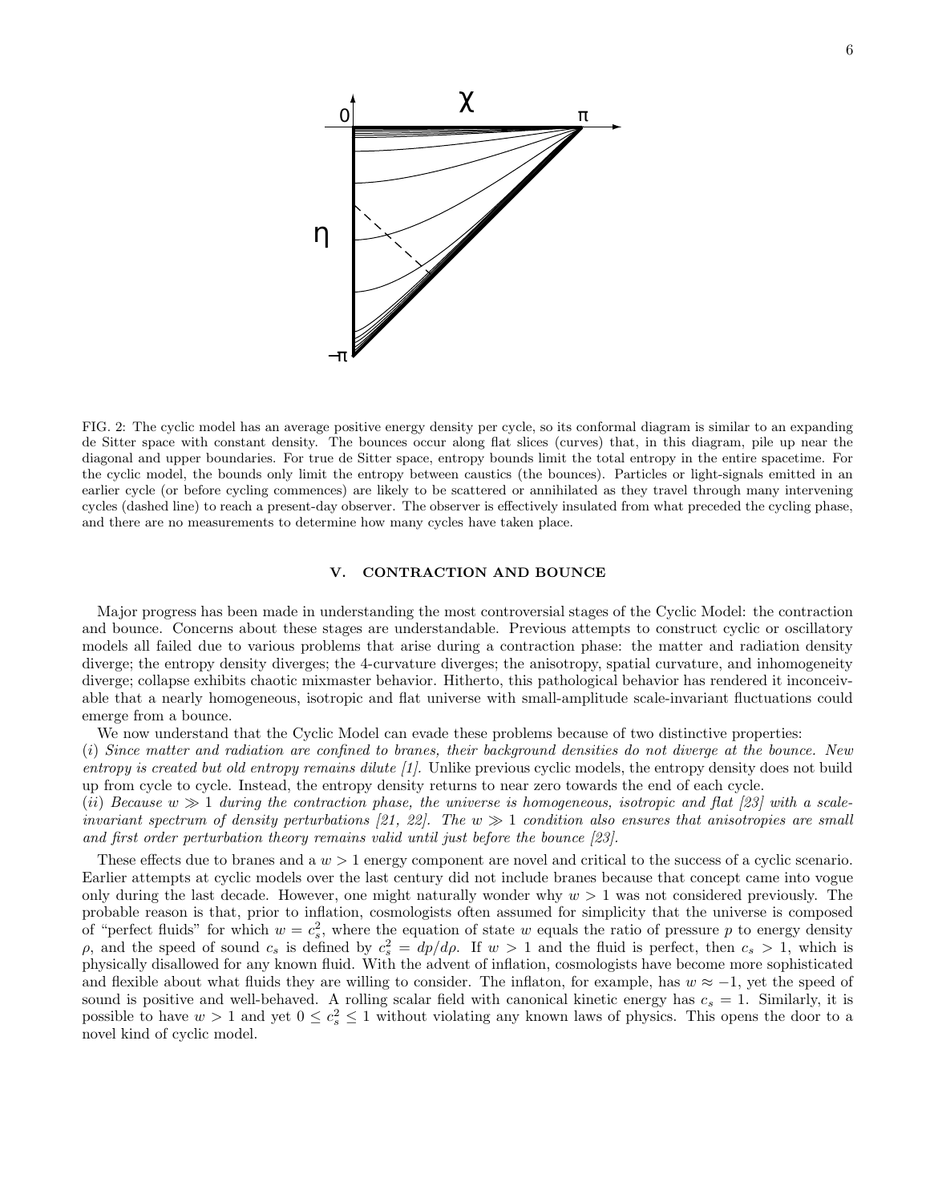FIG. 2: The cyclic model has an average positive energy density per cycle, so its conformal diagram is similar to an expanding de Sitter space with constant density. The bounces occur along flat slices (curves) that, in this diagram, pile up near the diagonal and upper boundaries. For true de Sitter space, entropy bounds limit the total entropy in the entire spacetime. For the cyclic model, the bounds only limit the entropy between caustics (the bounces). Particles or light-signals emitted in an earlier cycle (or before cycling commences) are likely to be scattered or annihilated as they travel through many intervening cycles (dashed line) to reach a present-day observer. The observer is effectively insulated from what preceded the cycling phase, and there are no measurements to determine how many cycles have taken place.

## V. CONTRACTION AND BOUNCE

Major progress has been made in understanding the most controversial stages of the Cyclic Model: the contraction and bounce. Concerns about these stages are understandable. Previous attempts to construct cyclic or oscillatory models all failed due to various problems that arise during a contraction phase: the matter and radiation density diverge; the entropy density diverges; the 4-curvature diverges; the anisotropy, spatial curvature, and inhomogeneity diverge; collapse exhibits chaotic mixmaster behavior. Hitherto, this pathological behavior has rendered it inconceivable that a nearly homogeneous, isotropic and flat universe with small-amplitude scale-invariant fluctuations could emerge from a bounce.

We now understand that the Cyclic Model can evade these problems because of two distinctive properties:

(*i*) *Since matter and radiation are confined to branes, their background densities do not diverge at the bounce. New entropy is created but old entropy remains dilute [1].* Unlike previous cyclic models, the entropy density does not build up from cycle to cycle. Instead, the entropy density returns to near zero towards the end of each cycle.

(*ii*) *Because $w \gg 1$ during the contraction phase, the universe is homogeneous, isotropic and flat [23] with a scale-invariant spectrum of density perturbations [21, 22]. The $w \gg 1$ condition also ensures that anisotropies are small and first order perturbation theory remains valid until just before the bounce [23].*

These effects due to branes and a $w > 1$ energy component are novel and critical to the success of a cyclic scenario. Earlier attempts at cyclic models over the last century did not include branes because that concept came into vogue only during the last decade. However, one might naturally wonder why $w > 1$ was not considered previously. The probable reason is that, prior to inflation, cosmologists often assumed for simplicity that the universe is composed of "perfect fluids" for which $w = c_s^2$, where the equation of state $w$ equals the ratio of pressure $p$ to energy density $\rho$, and the speed of sound $c_s$ is defined by $c_s^2 = dp/d\rho$. If $w > 1$ and the fluid is perfect, then $c_s > 1$, which is physically disallowed for any known fluid. With the advent of inflation, cosmologists have become more sophisticated and flexible about what fluids they are willing to consider. The inflaton, for example, has $w \approx -1$, yet the speed of sound is positive and well-behaved. A rolling scalar field with canonical kinetic energy has $c_s = 1$. Similarly, it is possible to have $w > 1$ and yet $0 \le c_s^2 \le 1$ without violating any known laws of physics. This opens the door to a novel kind of cyclic model.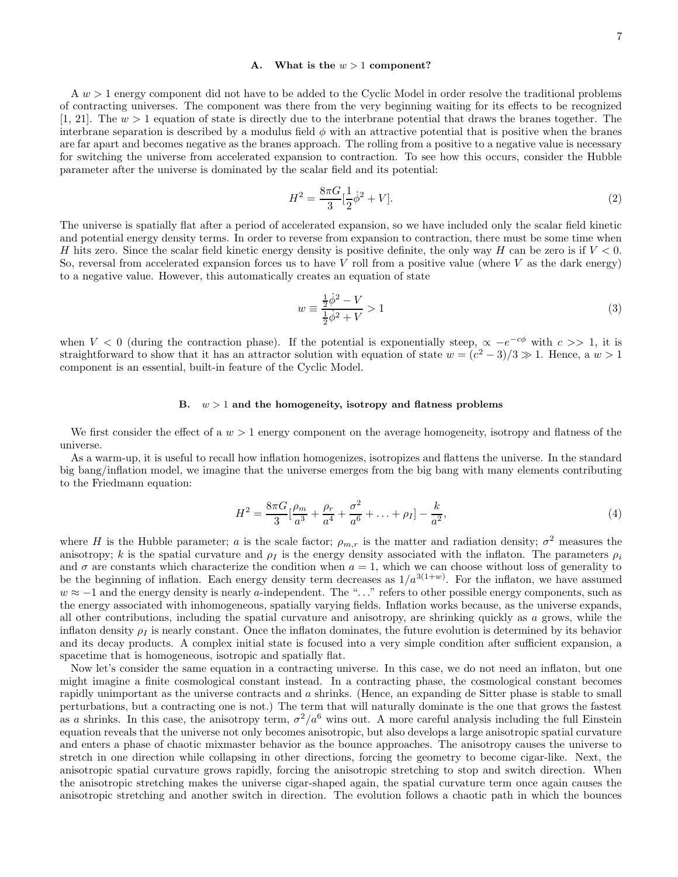### A. What is the $w > 1$ component?

A $w > 1$ energy component did not have to be added to the Cyclic Model in order resolve the traditional problems of contracting universes. The component was there from the very beginning waiting for its effects to be recognized [1, 21]. The $w > 1$ equation of state is directly due to the interbrane potential that draws the branes together. The interbrane separation is described by a modulus field $\phi$ with an attractive potential that is positive when the branes are far apart and becomes negative as the branes approach. The rolling from a positive to a negative value is necessary for switching the universe from accelerated expansion to contraction. To see how this occurs, consider the Hubble parameter after the universe is dominated by the scalar field and its potential:

$$H^2 = \frac{8\pi G}{3}[\frac{1}{2}\dot{\phi}^2 + V]. \tag{2}$$

The universe is spatially flat after a period of accelerated expansion, so we have included only the scalar field kinetic and potential energy density terms. In order to reverse from expansion to contraction, there must be some time when $H$ hits zero. Since the scalar field kinetic energy density is positive definite, the only way $H$ can be zero is if $V < 0$. So, reversal from accelerated expansion forces us to have $V$ roll from a positive value (where $V$ as the dark energy) to a negative value. However, this automatically creates an equation of state

$$w \equiv \frac{\frac{1}{2}\dot{\phi}^2 - V}{\frac{1}{2}\dot{\phi}^2 + V} > 1 \tag{3}$$

when $V < 0$ (during the contraction phase). If the potential is exponentially steep, $\propto -e^{-c\phi}$ with $c >> 1$, it is straightforward to show that it has an attractor solution with equation of state $w = (c^2 - 3)/3 \gg 1$. Hence, a $w > 1$ component is an essential, built-in feature of the Cyclic Model.

### B. $w > 1$ and the homogeneity, isotropy and flatness problems

We first consider the effect of a $w > 1$ energy component on the average homogeneity, isotropy and flatness of the universe.

As a warm-up, it is useful to recall how inflation homogenizes, isotropizes and flattens the universe. In the standard big bang/inflation model, we imagine that the universe emerges from the big bang with many elements contributing to the Friedmann equation:

$$H^2 = \frac{8\pi G}{3}[\frac{\rho_m}{a^3} + \frac{\rho_r}{a^4} + \frac{\sigma^2}{a^6} + \ldots + \rho_I] - \frac{k}{a^2}, \tag{4}$$

where $H$ is the Hubble parameter; $a$ is the scale factor; $\rho_{m,r}$ is the matter and radiation density; $\sigma^2$ measures the anisotropy; $k$ is the spatial curvature and $\rho_I$ is the energy density associated with the inflaton. The parameters $\rho_i$ and $\sigma$ are constants which characterize the condition when $a = 1$, which we can choose without loss of generality to be the beginning of inflation. Each energy density term decreases as $1/a^{3(1+w)}$. For the inflaton, we have assumed $w \approx -1$ and the energy density is nearly $a$-independent. The "..." refers to other possible energy components, such as the energy associated with inhomogeneous, spatially varying fields. Inflation works because, as the universe expands, all other contributions, including the spatial curvature and anisotropy, are shrinking quickly as $a$ grows, while the inflaton density $\rho_I$ is nearly constant. Once the inflaton dominates, the future evolution is determined by its behavior and its decay products. A complex initial state is focused into a very simple condition after sufficient expansion, a spacetime that is homogeneous, isotropic and spatially flat.

Now let's consider the same equation in a contracting universe. In this case, we do not need an inflaton, but one might imagine a finite cosmological constant instead. In a contracting phase, the cosmological constant becomes rapidly unimportant as the universe contracts and $a$ shrinks. (Hence, an expanding de Sitter phase is stable to small perturbations, but a contracting one is not.) The term that will naturally dominate is the one that grows the fastest as $a$ shrinks. In this case, the anisotropy term, $\sigma^2/a^6$ wins out. A more careful analysis including the full Einstein equation reveals that the universe not only becomes anisotropic, but also develops a large anisotropic spatial curvature and enters a phase of chaotic mixmaster behavior as the bounce approaches. The anisotropy causes the universe to stretch in one direction while collapsing in other directions, forcing the geometry to become cigar-like. Next, the anisotropic spatial curvature grows rapidly, forcing the anisotropic stretching to stop and switch direction. When the anisotropic stretching makes the universe cigar-shaped again, the spatial curvature term once again causes the anisotropic stretching and another switch in direction. The evolution follows a chaotic path in which the bounces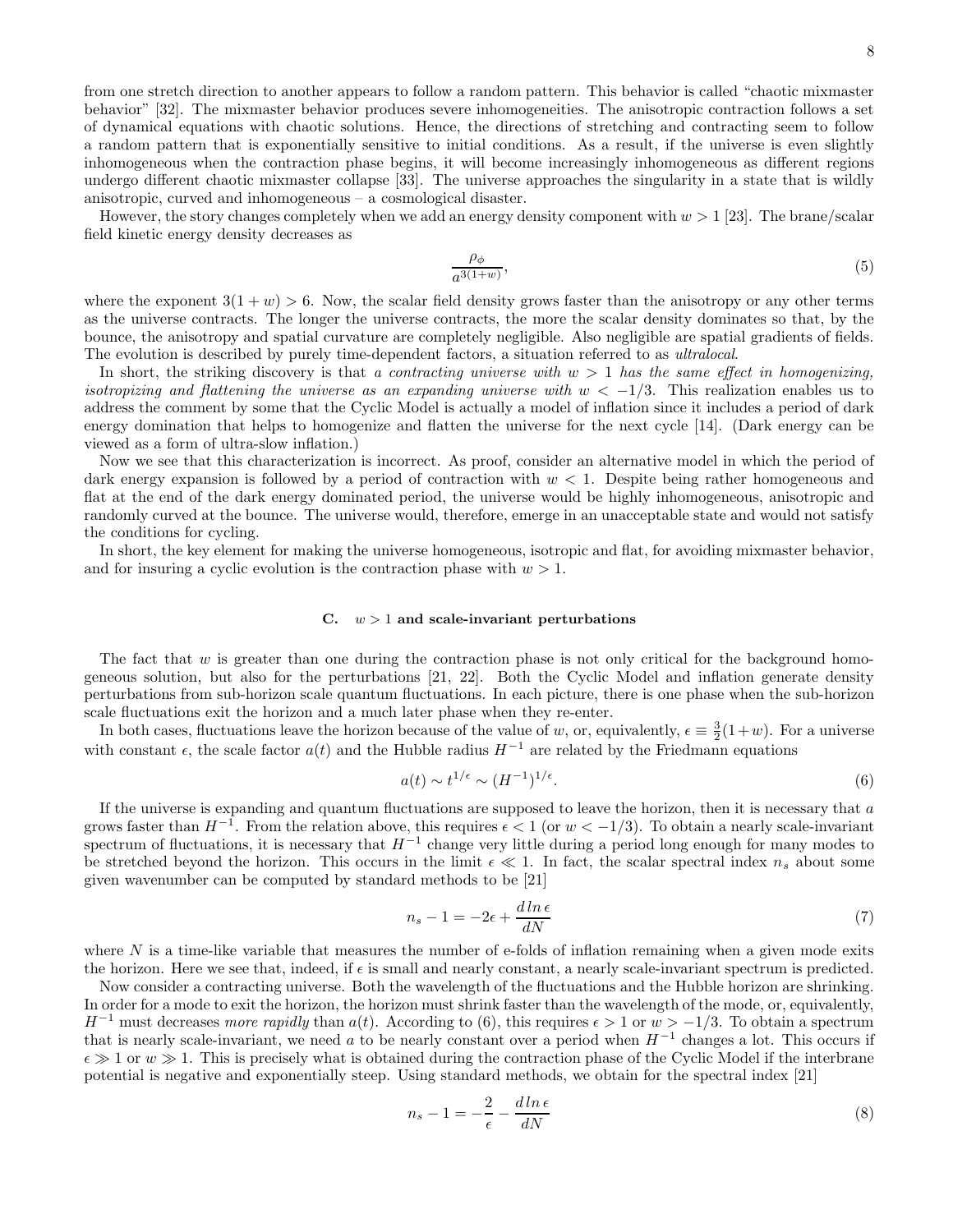from one stretch direction to another appears to follow a random pattern. This behavior is called "chaotic mixmaster behavior" [32]. The mixmaster behavior produces severe inhomogeneities. The anisotropic contraction follows a set of dynamical equations with chaotic solutions. Hence, the directions of stretching and contracting seem to follow a random pattern that is exponentially sensitive to initial conditions. As a result, if the universe is even slightly inhomogeneous when the contraction phase begins, it will become increasingly inhomogeneous as different regions undergo different chaotic mixmaster collapse [33]. The universe approaches the singularity in a state that is wildly anisotropic, curved and inhomogeneous – a cosmological disaster.

However, the story changes completely when we add an energy density component with $w > 1$ [23]. The brane/scalar field kinetic energy density decreases as

$$\frac{\rho_\phi}{a^{3(1+w)}}, \tag{5}$$

where the exponent $3(1+w) > 6$. Now, the scalar field density grows faster than the anisotropy or any other terms as the universe contracts. The longer the universe contracts, the more the scalar density dominates so that, by the bounce, the anisotropy and spatial curvature are completely negligible. Also negligible are spatial gradients of fields. The evolution is described by purely time-dependent factors, a situation referred to as *ultralocal*.

In short, the striking discovery is that *a contracting universe with $w > 1$ has the same effect in homogenizing, isotropizing and flattening the universe as an expanding universe with $w < -1/3$.* This realization enables us to address the comment by some that the Cyclic Model is actually a model of inflation since it includes a period of dark energy domination that helps to homogenize and flatten the universe for the next cycle [14]. (Dark energy can be viewed as a form of ultra-slow inflation.)

Now we see that this characterization is incorrect. As proof, consider an alternative model in which the period of dark energy expansion is followed by a period of contraction with $w < 1$. Despite being rather homogeneous and flat at the end of the dark energy dominated period, the universe would be highly inhomogeneous, anisotropic and randomly curved at the bounce. The universe would, therefore, emerge in an unacceptable state and would not satisfy the conditions for cycling.

In short, the key element for making the universe homogeneous, isotropic and flat, for avoiding mixmaster behavior, and for insuring a cyclic evolution is the contraction phase with $w > 1$.

### C. $w > 1$ and scale-invariant perturbations

The fact that $w$ is greater than one during the contraction phase is not only critical for the background homogeneous solution, but also for the perturbations [21, 22]. Both the Cyclic Model and inflation generate density perturbations from sub-horizon scale quantum fluctuations. In each picture, there is one phase when the sub-horizon scale fluctuations exit the horizon and a much later phase when they re-enter.

In both cases, fluctuations leave the horizon because of the value of $w$, or, equivalently, $\epsilon \equiv \frac{3}{2}(1+w)$. For a universe with constant $\epsilon$, the scale factor $a(t)$ and the Hubble radius $H^{-1}$ are related by the Friedmann equations

$$a(t) \sim t^{1/\epsilon} \sim (H^{-1})^{1/\epsilon}. \tag{6}$$

If the universe is expanding and quantum fluctuations are supposed to leave the horizon, then it is necessary that $a$ grows faster than $H^{-1}$. From the relation above, this requires $\epsilon < 1$ (or $w < -1/3$). To obtain a nearly scale-invariant spectrum of fluctuations, it is necessary that $H^{-1}$ change very little during a period long enough for many modes to be stretched beyond the horizon. This occurs in the limit $\epsilon \ll 1$. In fact, the scalar spectral index $n_s$ about some given wavenumber can be computed by standard methods to be [21]

$$n_s - 1 = -2\epsilon + \frac{d\ln\epsilon}{dN} \tag{7}$$

where $N$ is a time-like variable that measures the number of e-folds of inflation remaining when a given mode exits the horizon. Here we see that, indeed, if $\epsilon$ is small and nearly constant, a nearly scale-invariant spectrum is predicted.

Now consider a contracting universe. Both the wavelength of the fluctuations and the Hubble horizon are shrinking. In order for a mode to exit the horizon, the horizon must shrink faster than the wavelength of the mode, or, equivalently, $H^{-1}$ must decreases *more rapidly* than $a(t)$. According to (6), this requires $\epsilon > 1$ or $w > -1/3$. To obtain a spectrum that is nearly scale-invariant, we need $a$ to be nearly constant over a period when $H^{-1}$ changes a lot. This occurs if $\epsilon \gg 1$ or $w \gg 1$. This is precisely what is obtained during the contraction phase of the Cyclic Model if the interbrane potential is negative and exponentially steep. Using standard methods, we obtain for the spectral index [21]

$$n_s - 1 = -\frac{2}{\epsilon} - \frac{d\ln\epsilon}{dN} \tag{8}$$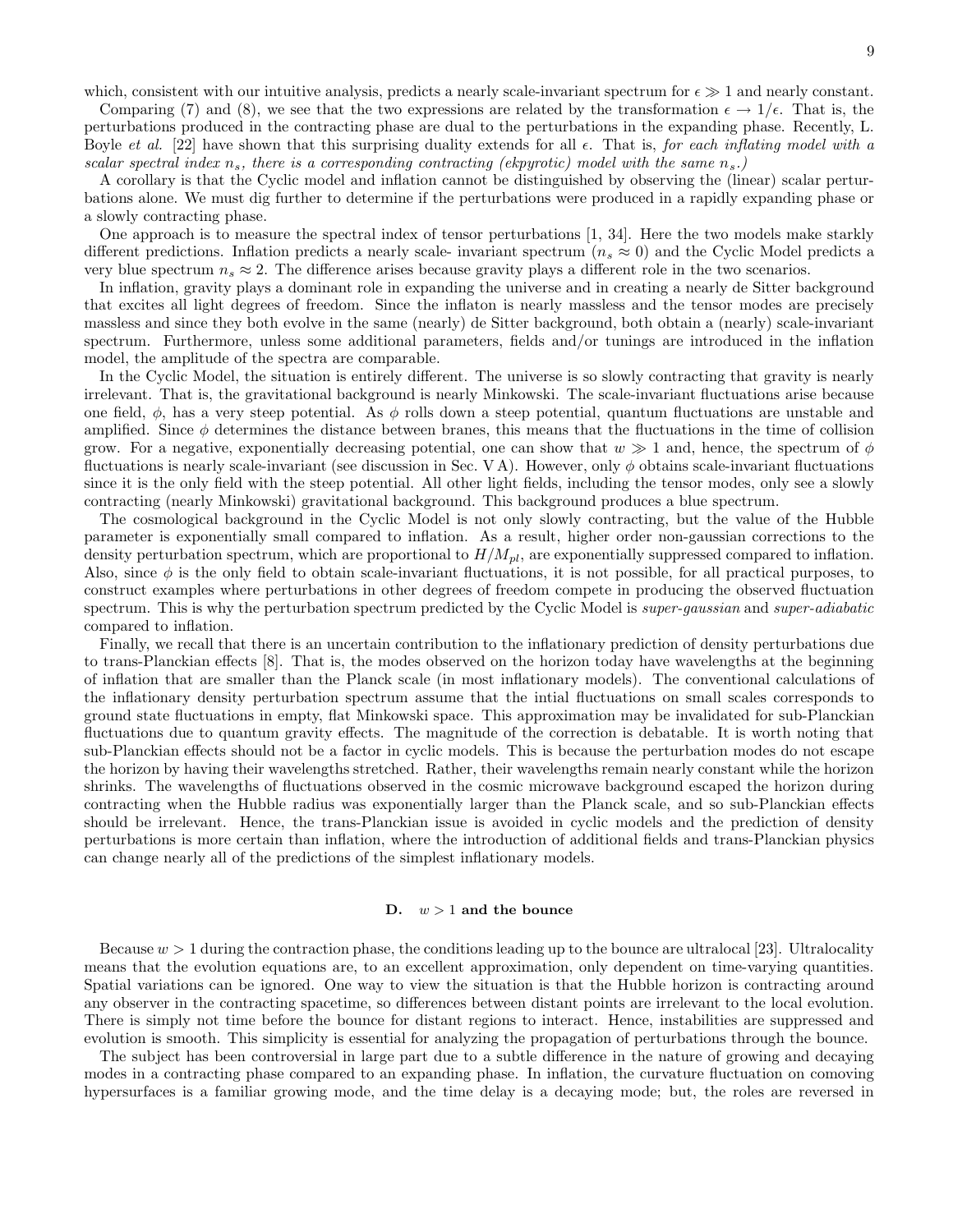which, consistent with our intuitive analysis, predicts a nearly scale-invariant spectrum for $\epsilon \gg 1$ and nearly constant.

Comparing (7) and (8), we see that the two expressions are related by the transformation $\epsilon \to 1/\epsilon$. That is, the perturbations produced in the contracting phase are dual to the perturbations in the expanding phase. Recently, L. Boyle *et al.* [22] have shown that this surprising duality extends for all $\epsilon$. That is, *for each inflating model with a scalar spectral index $n_s$, there is a corresponding contracting (ekpyrotic) model with the same $n_s$.)*

A corollary is that the Cyclic model and inflation cannot be distinguished by observing the (linear) scalar perturbations alone. We must dig further to determine if the perturbations were produced in a rapidly expanding phase or a slowly contracting phase.

One approach is to measure the spectral index of tensor perturbations [1, 34]. Here the two models make starkly different predictions. Inflation predicts a nearly scale- invariant spectrum ($n_s \approx 0$) and the Cyclic Model predicts a very blue spectrum $n_s \approx 2$. The difference arises because gravity plays a different role in the two scenarios.

In inflation, gravity plays a dominant role in expanding the universe and in creating a nearly de Sitter background that excites all light degrees of freedom. Since the inflaton is nearly massless and the tensor modes are precisely massless and since they both evolve in the same (nearly) de Sitter background, both obtain a (nearly) scale-invariant spectrum. Furthermore, unless some additional parameters, fields and/or tunings are introduced in the inflation model, the amplitude of the spectra are comparable.

In the Cyclic Model, the situation is entirely different. The universe is so slowly contracting that gravity is nearly irrelevant. That is, the gravitational background is nearly Minkowski. The scale-invariant fluctuations arise because one field, $\phi$, has a very steep potential. As $\phi$ rolls down a steep potential, quantum fluctuations are unstable and amplified. Since $\phi$ determines the distance between branes, this means that the fluctuations in the time of collision grow. For a negative, exponentially decreasing potential, one can show that $w \gg 1$ and, hence, the spectrum of $\phi$ fluctuations is nearly scale-invariant (see discussion in Sec. V A). However, only $\phi$ obtains scale-invariant fluctuations since it is the only field with the steep potential. All other light fields, including the tensor modes, only see a slowly contracting (nearly Minkowski) gravitational background. This background produces a blue spectrum.

The cosmological background in the Cyclic Model is not only slowly contracting, but the value of the Hubble parameter is exponentially small compared to inflation. As a result, higher order non-gaussian corrections to the density perturbation spectrum, which are proportional to $H/M_{pl}$, are exponentially suppressed compared to inflation. Also, since $\phi$ is the only field to obtain scale-invariant fluctuations, it is not possible, for all practical purposes, to construct examples where perturbations in other degrees of freedom compete in producing the observed fluctuation spectrum. This is why the perturbation spectrum predicted by the Cyclic Model is *super-gaussian* and *super-adiabatic* compared to inflation.

Finally, we recall that there is an uncertain contribution to the inflationary prediction of density perturbations due to trans-Planckian effects [8]. That is, the modes observed on the horizon today have wavelengths at the beginning of inflation that are smaller than the Planck scale (in most inflationary models). The conventional calculations of the inflationary density perturbation spectrum assume that the intial fluctuations on small scales corresponds to ground state fluctuations in empty, flat Minkowski space. This approximation may be invalidated for sub-Planckian fluctuations due to quantum gravity effects. The magnitude of the correction is debatable. It is worth noting that sub-Planckian effects should not be a factor in cyclic models. This is because the perturbation modes do not escape the horizon by having their wavelengths stretched. Rather, their wavelengths remain nearly constant while the horizon shrinks. The wavelengths of fluctuations observed in the cosmic microwave background escaped the horizon during contracting when the Hubble radius was exponentially larger than the Planck scale, and so sub-Planckian effects should be irrelevant. Hence, the trans-Planckian issue is avoided in cyclic models and the prediction of density perturbations is more certain than inflation, where the introduction of additional fields and trans-Planckian physics can change nearly all of the predictions of the simplest inflationary models.

### D. $w > 1$ and the bounce

Because $w > 1$ during the contraction phase, the conditions leading up to the bounce are ultralocal [23]. Ultralocality means that the evolution equations are, to an excellent approximation, only dependent on time-varying quantities. Spatial variations can be ignored. One way to view the situation is that the Hubble horizon is contracting around any observer in the contracting spacetime, so differences between distant points are irrelevant to the local evolution. There is simply not time before the bounce for distant regions to interact. Hence, instabilities are suppressed and evolution is smooth. This simplicity is essential for analyzing the propagation of perturbations through the bounce.

The subject has been controversial in large part due to a subtle difference in the nature of growing and decaying modes in a contracting phase compared to an expanding phase. In inflation, the curvature fluctuation on comoving hypersurfaces is a familiar growing mode, and the time delay is a decaying mode; but, the roles are reversed in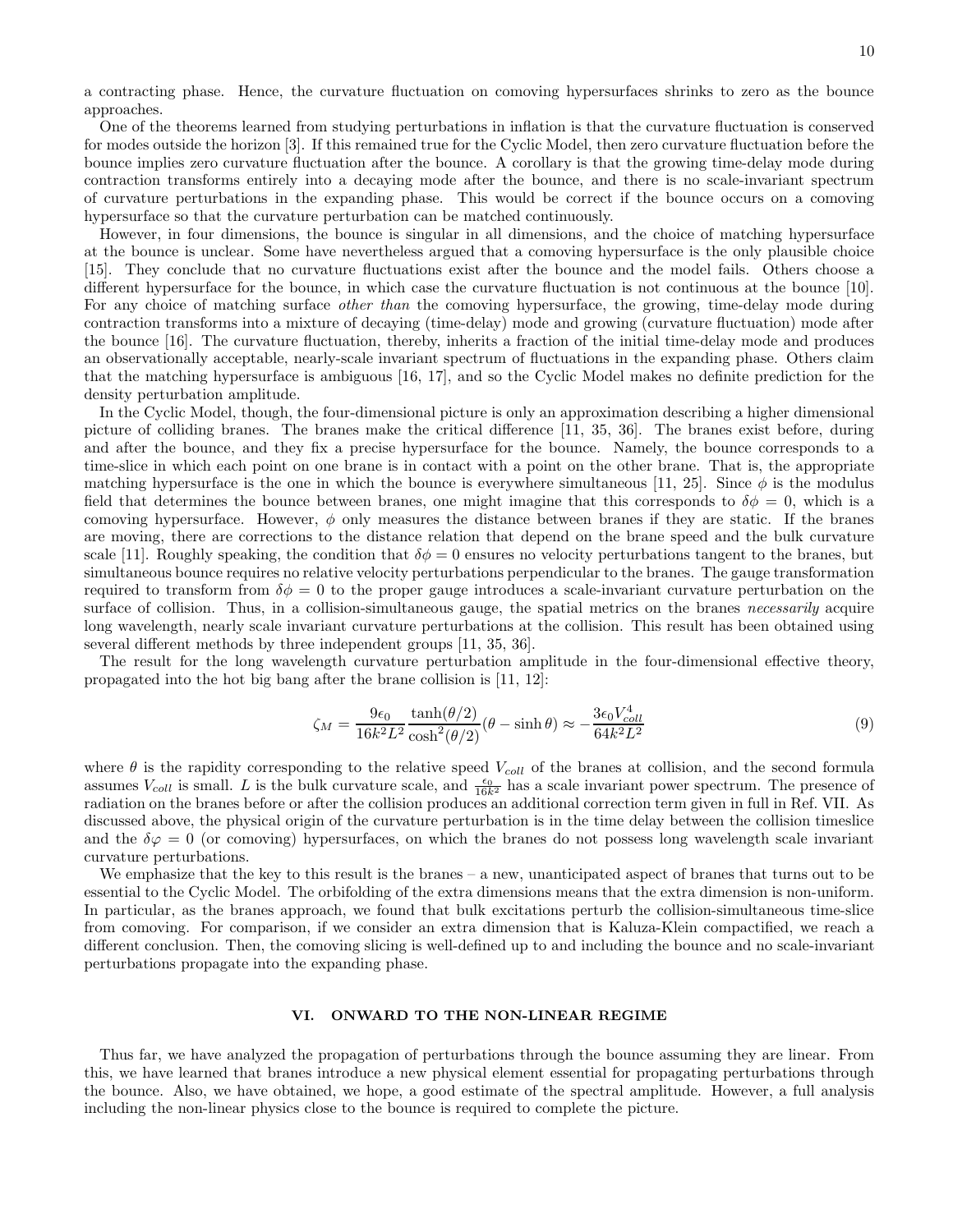a contracting phase. Hence, the curvature fluctuation on comoving hypersurfaces shrinks to zero as the bounce approaches.

One of the theorems learned from studying perturbations in inflation is that the curvature fluctuation is conserved for modes outside the horizon [3]. If this remained true for the Cyclic Model, then zero curvature fluctuation before the bounce implies zero curvature fluctuation after the bounce. A corollary is that the growing time-delay mode during contraction transforms entirely into a decaying mode after the bounce, and there is no scale-invariant spectrum of curvature perturbations in the expanding phase. This would be correct if the bounce occurs on a comoving hypersurface so that the curvature perturbation can be matched continuously.

However, in four dimensions, the bounce is singular in all dimensions, and the choice of matching hypersurface at the bounce is unclear. Some have nevertheless argued that a comoving hypersurface is the only plausible choice [15]. They conclude that no curvature fluctuations exist after the bounce and the model fails. Others choose a different hypersurface for the bounce, in which case the curvature fluctuation is not continuous at the bounce [10]. For any choice of matching surface *other than* the comoving hypersurface, the growing, time-delay mode during contraction transforms into a mixture of decaying (time-delay) mode and growing (curvature fluctuation) mode after the bounce [16]. The curvature fluctuation, thereby, inherits a fraction of the initial time-delay mode and produces an observationally acceptable, nearly-scale invariant spectrum of fluctuations in the expanding phase. Others claim that the matching hypersurface is ambiguous [16, 17], and so the Cyclic Model makes no definite prediction for the density perturbation amplitude.

In the Cyclic Model, though, the four-dimensional picture is only an approximation describing a higher dimensional picture of colliding branes. The branes make the critical difference [11, 35, 36]. The branes exist before, during and after the bounce, and they fix a precise hypersurface for the bounce. Namely, the bounce corresponds to a time-slice in which each point on one brane is in contact with a point on the other brane. That is, the appropriate matching hypersurface is the one in which the bounce is everywhere simultaneous [11, 25]. Since $\phi$ is the modulus field that determines the bounce between branes, one might imagine that this corresponds to $\delta\phi = 0$, which is a comoving hypersurface. However, $\phi$ only measures the distance between branes if they are static. If the branes are moving, there are corrections to the distance relation that depend on the brane speed and the bulk curvature scale [11]. Roughly speaking, the condition that $\delta\phi = 0$ ensures no velocity perturbations tangent to the branes, but simultaneous bounce requires no relative velocity perturbations perpendicular to the branes. The gauge transformation required to transform from $\delta\phi = 0$ to the proper gauge introduces a scale-invariant curvature perturbation on the surface of collision. Thus, in a collision-simultaneous gauge, the spatial metrics on the branes *necessarily* acquire long wavelength, nearly scale invariant curvature perturbations at the collision. This result has been obtained using several different methods by three independent groups [11, 35, 36].

The result for the long wavelength curvature perturbation amplitude in the four-dimensional effective theory, propagated into the hot big bang after the brane collision is [11, 12]:

$$\zeta_M = \frac{9\epsilon_0}{16k^2L^2}\frac{\tanh(\theta/2)}{\cosh^2(\theta/2)}(\theta - \sinh\theta) \approx -\frac{3\epsilon_0 V_{coll}^4}{64k^2L^2} \tag{9}$$

where $\theta$ is the rapidity corresponding to the relative speed $V_{coll}$ of the branes at collision, and the second formula assumes $V_{coll}$ is small. $L$ is the bulk curvature scale, and $\frac{\epsilon_0}{16k^2}$ has a scale invariant power spectrum. The presence of radiation on the branes before or after the collision produces an additional correction term given in full in Ref. VII. As discussed above, the physical origin of the curvature perturbation is in the time delay between the collision timeslice and the $\delta\varphi = 0$ (or comoving) hypersurfaces, on which the branes do not possess long wavelength scale invariant curvature perturbations.

We emphasize that the key to this result is the branes – a new, unanticipated aspect of branes that turns out to be essential to the Cyclic Model. The orbifolding of the extra dimensions means that the extra dimension is non-uniform. In particular, as the branes approach, we found that bulk excitations perturb the collision-simultaneous time-slice from comoving. For comparison, if we consider an extra dimension that is Kaluza-Klein compactified, we reach a different conclusion. Then, the comoving slicing is well-defined up to and including the bounce and no scale-invariant perturbations propagate into the expanding phase.

## VI. ONWARD TO THE NON-LINEAR REGIME

Thus far, we have analyzed the propagation of perturbations through the bounce assuming they are linear. From this, we have learned that branes introduce a new physical element essential for propagating perturbations through the bounce. Also, we have obtained, we hope, a good estimate of the spectral amplitude. However, a full analysis including the non-linear physics close to the bounce is required to complete the picture.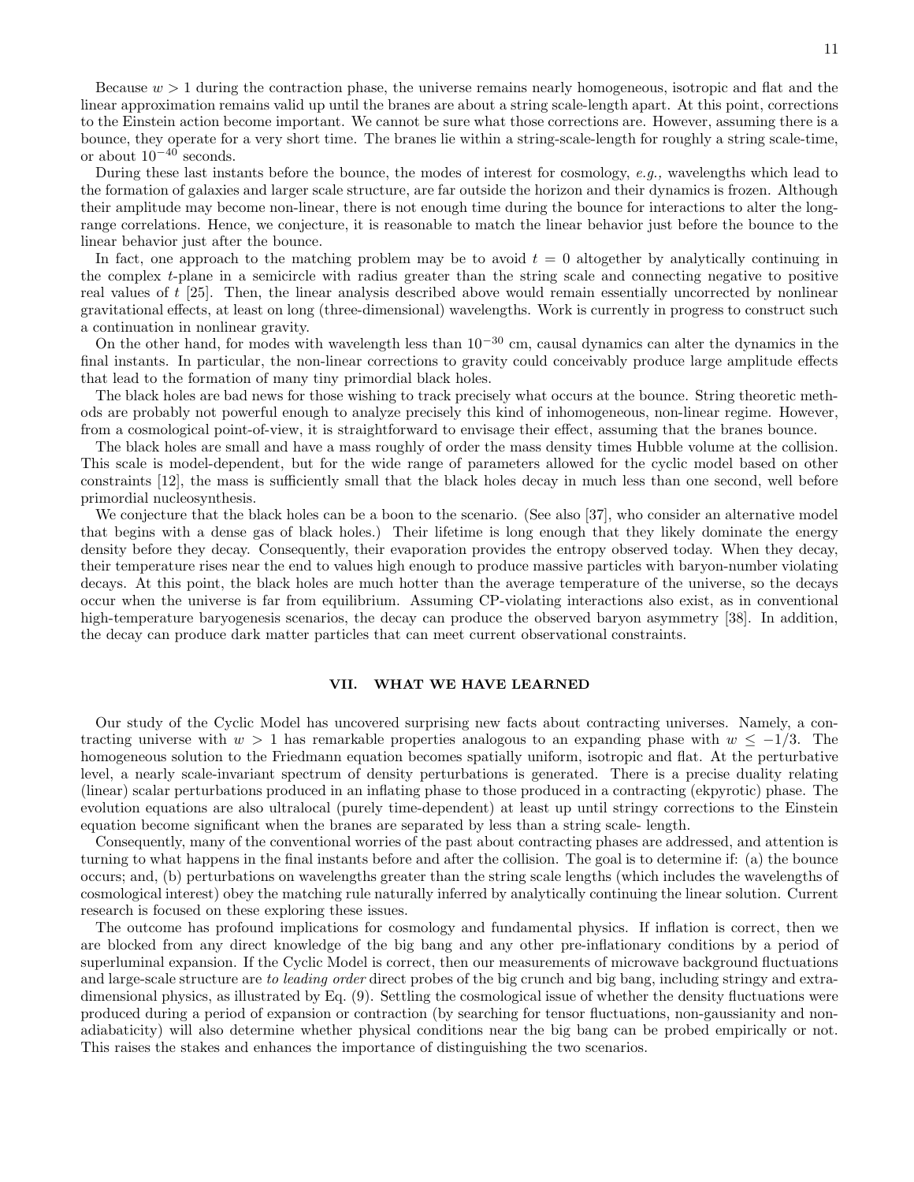Because $w > 1$ during the contraction phase, the universe remains nearly homogeneous, isotropic and flat and the linear approximation remains valid up until the branes are about a string scale-length apart. At this point, corrections to the Einstein action become important. We cannot be sure what those corrections are. However, assuming there is a bounce, they operate for a very short time. The branes lie within a string-scale-length for roughly a string scale-time, or about $10^{-40}$ seconds.

During these last instants before the bounce, the modes of interest for cosmology, *e.g.,* wavelengths which lead to the formation of galaxies and larger scale structure, are far outside the horizon and their dynamics is frozen. Although their amplitude may become non-linear, there is not enough time during the bounce for interactions to alter the long-range correlations. Hence, we conjecture, it is reasonable to match the linear behavior just before the bounce to the linear behavior just after the bounce.

In fact, one approach to the matching problem may be to avoid $t = 0$ altogether by analytically continuing in the complex $t$-plane in a semicircle with radius greater than the string scale and connecting negative to positive real values of $t$ [25]. Then, the linear analysis described above would remain essentially uncorrected by nonlinear gravitational effects, at least on long (three-dimensional) wavelengths. Work is currently in progress to construct such a continuation in nonlinear gravity.

On the other hand, for modes with wavelength less than $10^{-30}$ cm, causal dynamics can alter the dynamics in the final instants. In particular, the non-linear corrections to gravity could conceivably produce large amplitude effects that lead to the formation of many tiny primordial black holes.

The black holes are bad news for those wishing to track precisely what occurs at the bounce. String theoretic methods are probably not powerful enough to analyze precisely this kind of inhomogeneous, non-linear regime. However, from a cosmological point-of-view, it is straightforward to envisage their effect, assuming that the branes bounce.

The black holes are small and have a mass roughly of order the mass density times Hubble volume at the collision. This scale is model-dependent, but for the wide range of parameters allowed for the cyclic model based on other constraints [12], the mass is sufficiently small that the black holes decay in much less than one second, well before primordial nucleosynthesis.

We conjecture that the black holes can be a boon to the scenario. (See also [37], who consider an alternative model that begins with a dense gas of black holes.) Their lifetime is long enough that they likely dominate the energy density before they decay. Consequently, their evaporation provides the entropy observed today. When they decay, their temperature rises near the end to values high enough to produce massive particles with baryon-number violating decays. At this point, the black holes are much hotter than the average temperature of the universe, so the decays occur when the universe is far from equilibrium. Assuming CP-violating interactions also exist, as in conventional high-temperature baryogenesis scenarios, the decay can produce the observed baryon asymmetry [38]. In addition, the decay can produce dark matter particles that can meet current observational constraints.

## VII. WHAT WE HAVE LEARNED

Our study of the Cyclic Model has uncovered surprising new facts about contracting universes. Namely, a contracting universe with $w > 1$ has remarkable properties analogous to an expanding phase with $w \leq -1/3$. The homogeneous solution to the Friedmann equation becomes spatially uniform, isotropic and flat. At the perturbative level, a nearly scale-invariant spectrum of density perturbations is generated. There is a precise duality relating (linear) scalar perturbations produced in an inflating phase to those produced in a contracting (ekpyrotic) phase. The evolution equations are also ultralocal (purely time-dependent) at least up until stringy corrections to the Einstein equation become significant when the branes are separated by less than a string scale- length.

Consequently, many of the conventional worries of the past about contracting phases are addressed, and attention is turning to what happens in the final instants before and after the collision. The goal is to determine if: (a) the bounce occurs; and, (b) perturbations on wavelengths greater than the string scale lengths (which includes the wavelengths of cosmological interest) obey the matching rule naturally inferred by analytically continuing the linear solution. Current research is focused on these exploring these issues.

The outcome has profound implications for cosmology and fundamental physics. If inflation is correct, then we are blocked from any direct knowledge of the big bang and any other pre-inflationary conditions by a period of superluminal expansion. If the Cyclic Model is correct, then our measurements of microwave background fluctuations and large-scale structure are *to leading order* direct probes of the big crunch and big bang, including stringy and extra-dimensional physics, as illustrated by Eq. (9). Settling the cosmological issue of whether the density fluctuations were produced during a period of expansion or contraction (by searching for tensor fluctuations, non-gaussianity and non-adiabaticity) will also determine whether physical conditions near the big bang can be probed empirically or not. This raises the stakes and enhances the importance of distinguishing the two scenarios.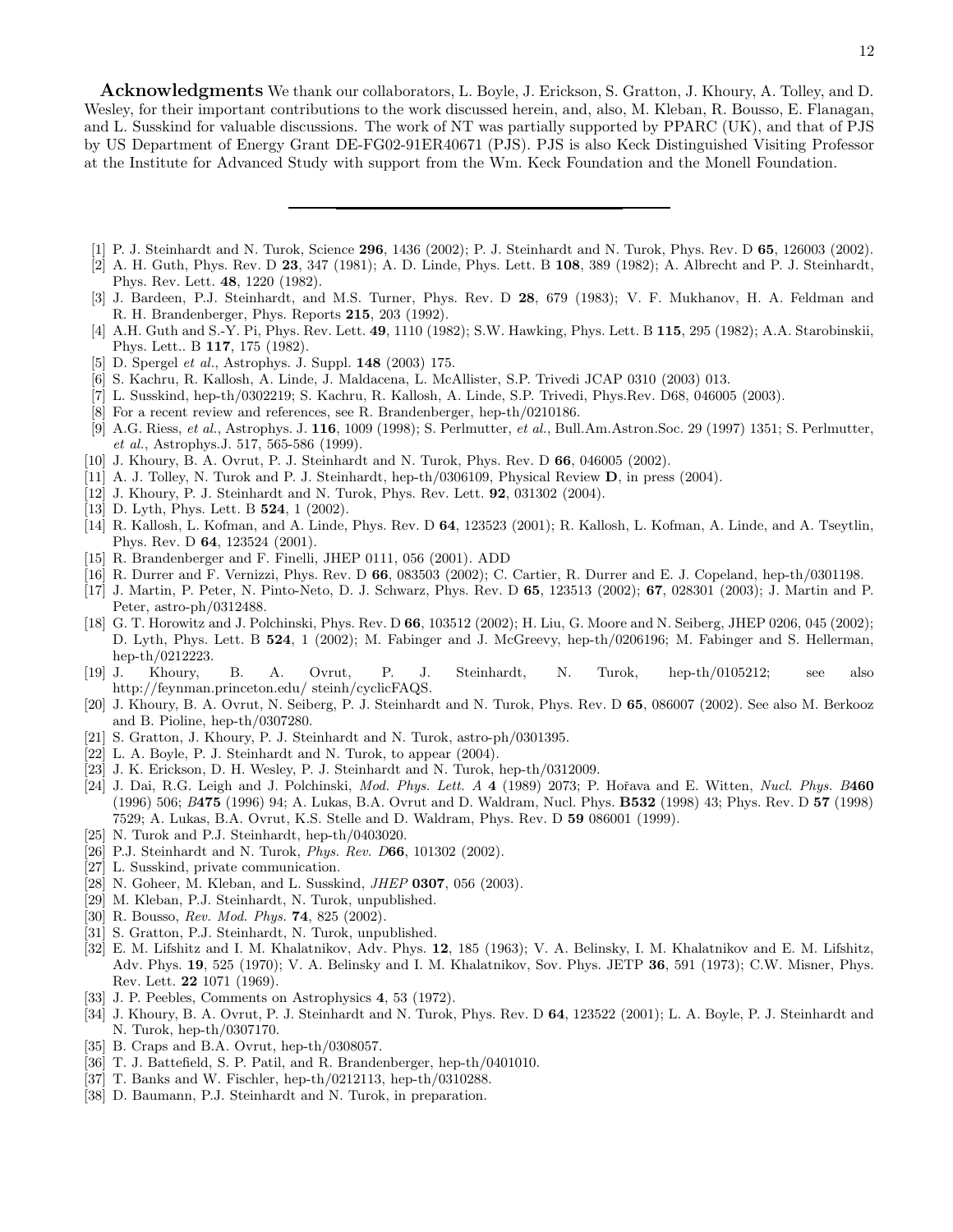**Acknowledgments** We thank our collaborators, L. Boyle, J. Erickson, S. Gratton, J. Khoury, A. Tolley, and D. Wesley, for their important contributions to the work discussed herein, and, also, M. Kleban, R. Bousso, E. Flanagan, and L. Susskind for valuable discussions. The work of NT was partially supported by PPARC (UK), and that of PJS by US Department of Energy Grant DE-FG02-91ER40671 (PJS). PJS is also Keck Distinguished Visiting Professor at the Institute for Advanced Study with support from the Wm. Keck Foundation and the Monell Foundation.

---

[1] P. J. Steinhardt and N. Turok, Science **296**, 1436 (2002); P. J. Steinhardt and N. Turok, Phys. Rev. D **65**, 126003 (2002).

[2] A. H. Guth, Phys. Rev. D **23**, 347 (1981); A. D. Linde, Phys. Lett. B **108**, 389 (1982); A. Albrecht and P. J. Steinhardt, Phys. Rev. Lett. **48**, 1220 (1982).

[3] J. Bardeen, P.J. Steinhardt, and M.S. Turner, Phys. Rev. D **28**, 679 (1983); V. F. Mukhanov, H. A. Feldman and R. H. Brandenberger, Phys. Reports **215**, 203 (1992).

[4] A.H. Guth and S.-Y. Pi, Phys. Rev. Lett. **49**, 1110 (1982); S.W. Hawking, Phys. Lett. B **115**, 295 (1982); A.A. Starobinskii, Phys. Lett.. B **117**, 175 (1982).

[5] D. Spergel *et al.*, Astrophys. J. Suppl. **148** (2003) 175.

[6] S. Kachru, R. Kallosh, A. Linde, J. Maldacena, L. McAllister, S.P. Trivedi JCAP 0310 (2003) 013.

[7] L. Susskind, hep-th/0302219; S. Kachru, R. Kallosh, A. Linde, S.P. Trivedi, Phys.Rev. D68, 046005 (2003).

[8] For a recent review and references, see R. Brandenberger, hep-th/0210186.

[9] A.G. Riess, *et al.*, Astrophys. J. **116**, 1009 (1998); S. Perlmutter, *et al.*, Bull.Am.Astron.Soc. 29 (1997) 1351; S. Perlmutter, *et al.*, Astrophys.J. 517, 565-586 (1999).

[10] J. Khoury, B. A. Ovrut, P. J. Steinhardt and N. Turok, Phys. Rev. D **66**, 046005 (2002).

[11] A. J. Tolley, N. Turok and P. J. Steinhardt, hep-th/0306109, Physical Review **D**, in press (2004).

[12] J. Khoury, P. J. Steinhardt and N. Turok, Phys. Rev. Lett. **92**, 031302 (2004).

[13] D. Lyth, Phys. Lett. B **524**, 1 (2002).

[14] R. Kallosh, L. Kofman, and A. Linde, Phys. Rev. D **64**, 123523 (2001); R. Kallosh, L. Kofman, A. Linde, and A. Tseytlin, Phys. Rev. D **64**, 123524 (2001).

[15] R. Brandenberger and F. Finelli, JHEP 0111, 056 (2001). ADD

[16] R. Durrer and F. Vernizzi, Phys. Rev. D **66**, 083503 (2002); C. Cartier, R. Durrer and E. J. Copeland, hep-th/0301198.

[17] J. Martin, P. Peter, N. Pinto-Neto, D. J. Schwarz, Phys. Rev. D **65**, 123513 (2002); **67**, 028301 (2003); J. Martin and P. Peter, astro-ph/0312488.

[18] G. T. Horowitz and J. Polchinski, Phys. Rev. D **66**, 103512 (2002); H. Liu, G. Moore and N. Seiberg, JHEP 0206, 045 (2002); D. Lyth, Phys. Lett. B **524**, 1 (2002); M. Fabinger and J. McGreevy, hep-th/0206196; M. Fabinger and S. Hellerman, hep-th/0212223.

[19] J. Khoury, B. A. Ovrut, P. J. Steinhardt, N. Turok, hep-th/0105212; see also http://feynman.princeton.edu/ steinh/cyclicFAQS.

[20] J. Khoury, B. A. Ovrut, N. Seiberg, P. J. Steinhardt and N. Turok, Phys. Rev. D **65**, 086007 (2002). See also M. Berkooz and B. Pioline, hep-th/0307280.

[21] S. Gratton, J. Khoury, P. J. Steinhardt and N. Turok, astro-ph/0301395.

[22] L. A. Boyle, P. J. Steinhardt and N. Turok, to appear (2004).

[23] J. K. Erickson, D. H. Wesley, P. J. Steinhardt and N. Turok, hep-th/0312009.

[24] J. Dai, R.G. Leigh and J. Polchinski, *Mod. Phys. Lett. A* **4** (1989) 2073; P. Hořava and E. Witten, *Nucl. Phys. B***460** (1996) 506; *B***475** (1996) 94; A. Lukas, B.A. Ovrut and D. Waldram, Nucl. Phys. **B532** (1998) 43; Phys. Rev. D **57** (1998) 7529; A. Lukas, B.A. Ovrut, K.S. Stelle and D. Waldram, Phys. Rev. D **59** 086001 (1999).

[25] N. Turok and P.J. Steinhardt, hep-th/0403020.

[26] P.J. Steinhardt and N. Turok, *Phys. Rev. D***66**, 101302 (2002).

[27] L. Susskind, private communication.

[28] N. Goheer, M. Kleban, and L. Susskind, *JHEP* **0307**, 056 (2003).

[29] M. Kleban, P.J. Steinhardt, N. Turok, unpublished.

[30] R. Bousso, *Rev. Mod. Phys.* **74**, 825 (2002).

[31] S. Gratton, P.J. Steinhardt, N. Turok, unpublished.

[32] E. M. Lifshitz and I. M. Khalatnikov, Adv. Phys. **12**, 185 (1963); V. A. Belinsky, I. M. Khalatnikov and E. M. Lifshitz, Adv. Phys. **19**, 525 (1970); V. A. Belinsky and I. M. Khalatnikov, Sov. Phys. JETP **36**, 591 (1973); C.W. Misner, Phys. Rev. Lett. **22** 1071 (1969).

[33] J. P. Peebles, Comments on Astrophysics **4**, 53 (1972).

[34] J. Khoury, B. A. Ovrut, P. J. Steinhardt and N. Turok, Phys. Rev. D **64**, 123522 (2001); L. A. Boyle, P. J. Steinhardt and N. Turok, hep-th/0307170.

[35] B. Craps and B.A. Ovrut, hep-th/0308057.

[36] T. J. Battefield, S. P. Patil, and R. Brandenberger, hep-th/0401010.

[37] T. Banks and W. Fischler, hep-th/0212113, hep-th/0310288.

[38] D. Baumann, P.J. Steinhardt and N. Turok, in preparation.